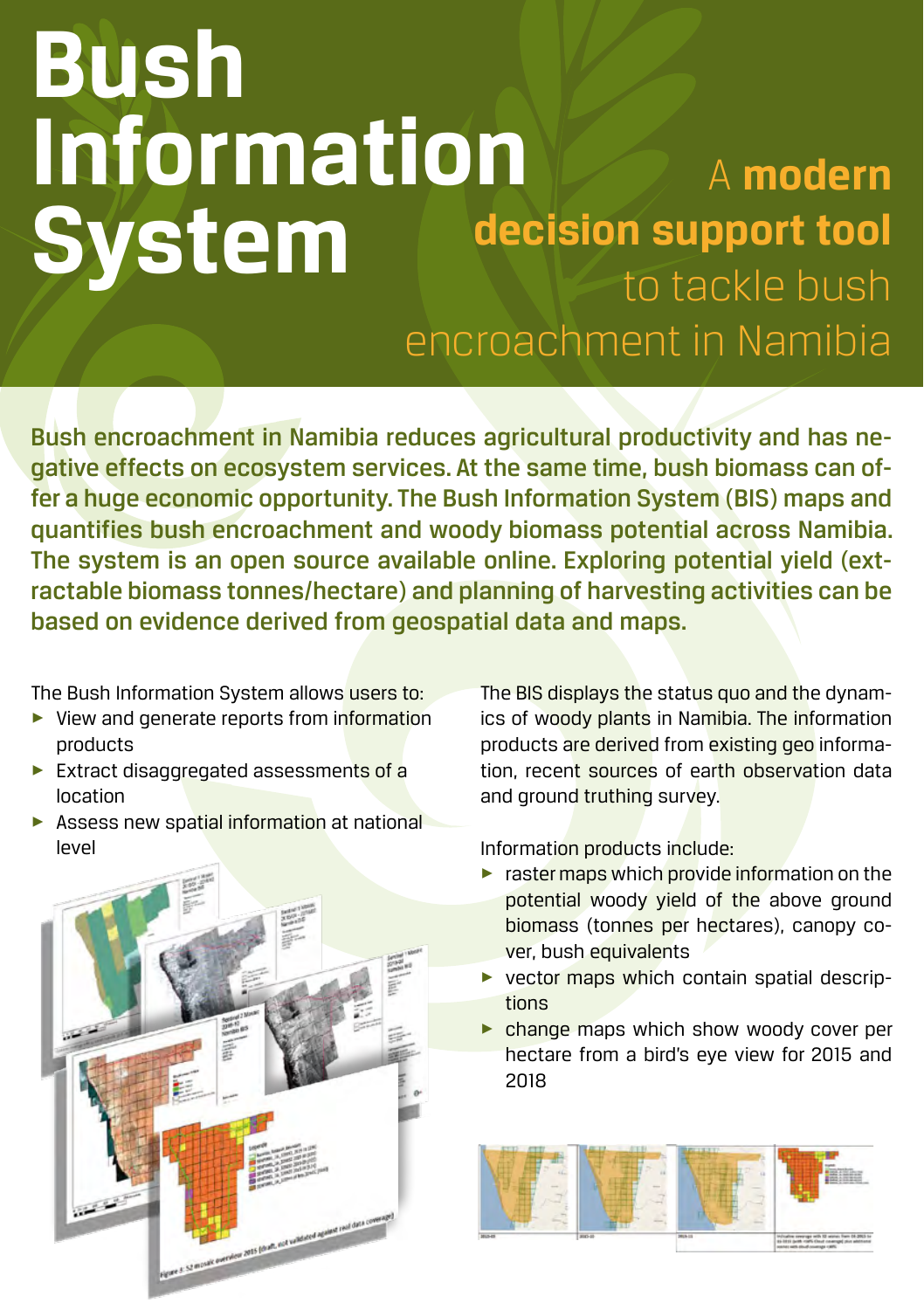# Bush Information System

## A **modern decision support tool** to tackle bush encroachment in Namibia

**Bush encroachment in Namibia reduces agricultural productivity and has negative effects on ecosystem services. At the same time, bush biomass can offer a huge economic opportunity. The Bush Information System (BIS) maps and quantifies bush encroachment and woody biomass potential across Namibia. The system is an open source available online. Exploring potential yield (extractable biomass tonnes/hectare) and planning of harvesting activities can be based on evidence derived from geospatial data and maps.**

The Bush Information System allows users to:

- View and generate reports from information products
- Extract disaggregated assessments of a location
- Assess new spatial information at national level

The BIS displays the status quo and the dynamics of woody plants in Namibia. The information products are derived from existing geo information, recent sources of earth observation data and ground truthing survey.

Information products include:

- raster maps which provide information on the potential woody yield of the above ground biomass (tonnes per hectares), canopy cover, bush equivalents
- vector maps which contain spatial descriptions
- change maps which show woody cover per hectare from a bird's eye view for 2015 and 2018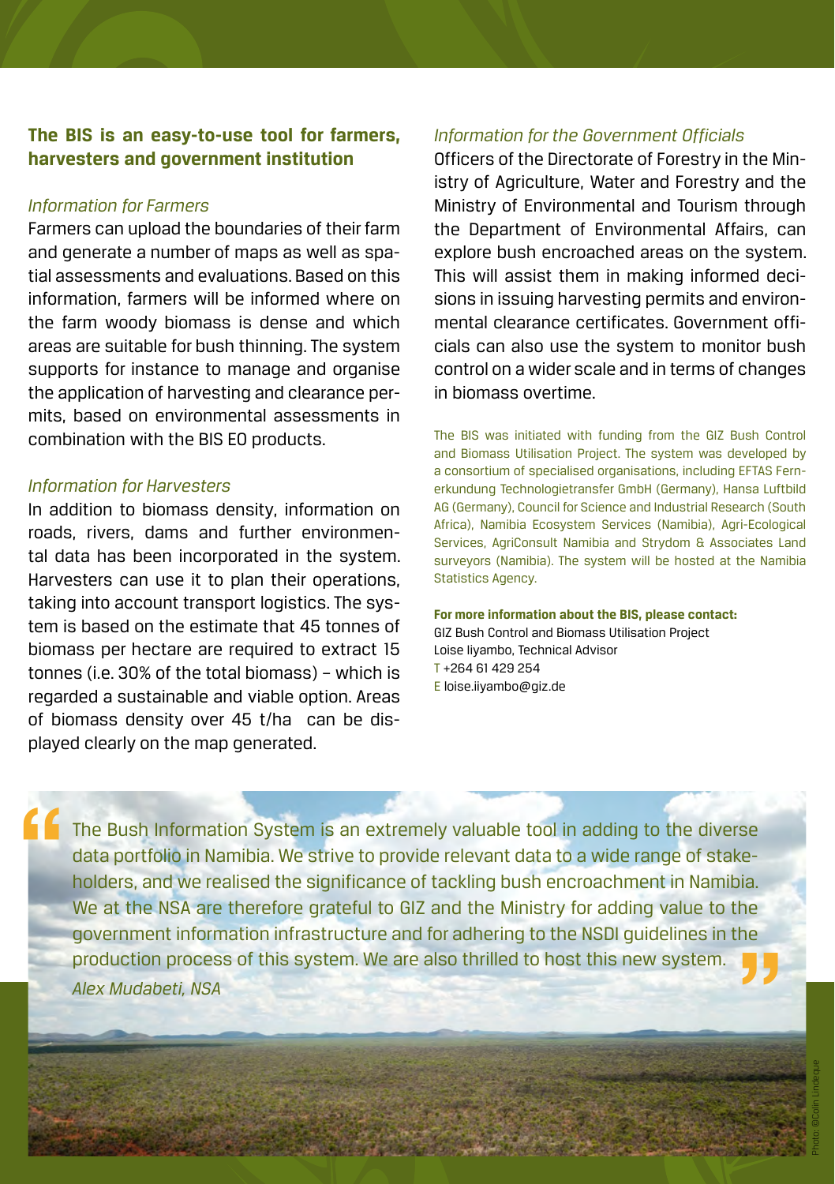**The BIS is an easy-to-use tool for farmers, harvesters and government institution**

*Information for Farmers*

Farmers can upload the boundaries of their farm and generate a number of maps as well as spatial assessments and evaluations. Based on this information, farmers will be informed where on the farm woody biomass is dense and which areas are suitable for bush thinning. The system supports for instance to manage and organise the application of harvesting and clearance permits, based on environmental assessments in combination with the BIS EO products.

*Information for Harvesters*

In addition to biomass density, information on roads, rivers, dams and further environmental data has been incorporated in the system. Harvesters can use it to plan their operations, taking into account transport logistics. The system is based on the estimate that 45 tonnes of biomass per hectare are required to extract 15 tonnes (i.e. 30% of the total biomass) – which is regarded a sustainable and viable option. Areas of biomass density over 45 t/ha can be displayed clearly on the map generated.

*Information for the Government Officials*

Officers of the Directorate of Forestry in the Ministry of Agriculture, Water and Forestry and the Ministry of Environmental and Tourism through the Department of Environmental Affairs, can explore bush encroached areas on the system. This will assist them in making informed decisions in issuing harvesting permits and environmental clearance certificates. Government officials can also use the system to monitor bush control on a wider scale and in terms of changes in biomass overtime.

The BIS was initiated with funding from the GIZ Bush Control and Biomass Utilisation Project. The system was developed by a consortium of specialised organisations, including EFTAS Fernerkundung Technologietransfer GmbH (Germany), Hansa Luftbild AG (Germany), Council for Science and Industrial Research (South Africa), Namibia Ecosystem Services (Namibia), Agri-Ecological Services, AgriConsult Namibia and Strydom & Associates Land surveyors (Namibia). The system will be hosted at the Namibia Statistics Agency.

**For more information about the BIS, please contact:**
GIZ Bush Control and Biomass Utilisation Project
Loise Iiyambo, Technical Advisor
T +264 61 429 254
E loise.iiyambo@giz.de

> "The Bush Information System is an extremely valuable tool in adding to the diverse data portfolio in Namibia. We strive to provide relevant data to a wide range of stakeholders, and we realised the significance of tackling bush encroachment in Namibia. We at the NSA are therefore grateful to GIZ and the Ministry for adding value to the government information infrastructure and for adhering to the NSDI guidelines in the production process of this system. We are also thrilled to host this new system."
>
> *Alex Mudabeti, NSA*

Photo: ©Colin Lindeque